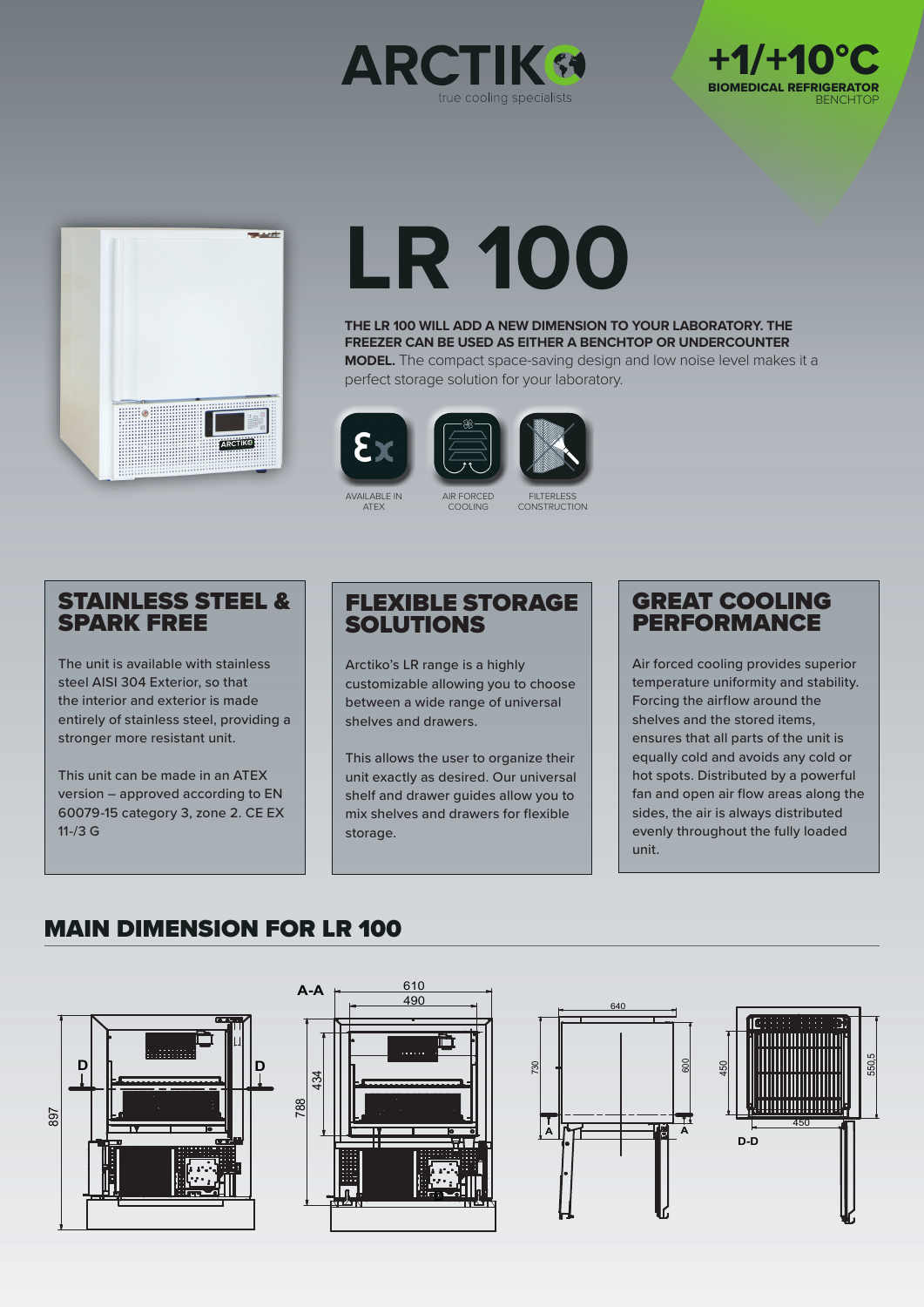ARCTIKO

true cooling specialists

**+1/+10°C**

**BIOMEDICAL REFRIGERATOR**
BENCHTOP

# LR 100

**THE LR 100 WILL ADD A NEW DIMENSION TO YOUR LABORATORY. THE FREEZER CAN BE USED AS EITHER A BENCHTOP OR UNDERCOUNTER MODEL.** The compact space-saving design and low noise level makes it a perfect storage solution for your laboratory.

AVAILABLE IN ATEX

AIR FORCED COOLING

FILTERLESS CONSTRUCTION

## STAINLESS STEEL & SPARK FREE

The unit is available with stainless steel AISI 304 Exterior, so that the interior and exterior is made entirely of stainless steel, providing a stronger more resistant unit.

This unit can be made in an ATEX version – approved according to EN 60079-15 category 3, zone 2. CE EX 11-/3 G

## FLEXIBLE STORAGE SOLUTIONS

Arctiko's LR range is a highly customizable allowing you to choose between a wide range of universal shelves and drawers.

This allows the user to organize their unit exactly as desired. Our universal shelf and drawer guides allow you to mix shelves and drawers for flexible storage.

## GREAT COOLING PERFORMANCE

Air forced cooling provides superior temperature uniformity and stability. Forcing the airflow around the shelves and the stored items, ensures that all parts of the unit is equally cold and avoids any cold or hot spots. Distributed by a powerful fan and open air flow areas along the sides, the air is always distributed evenly throughout the fully loaded unit.

## MAIN DIMENSION FOR LR 100

D D 897

A-A 610 490 434 788

640 730 600 A A

450 550,5 450 D-D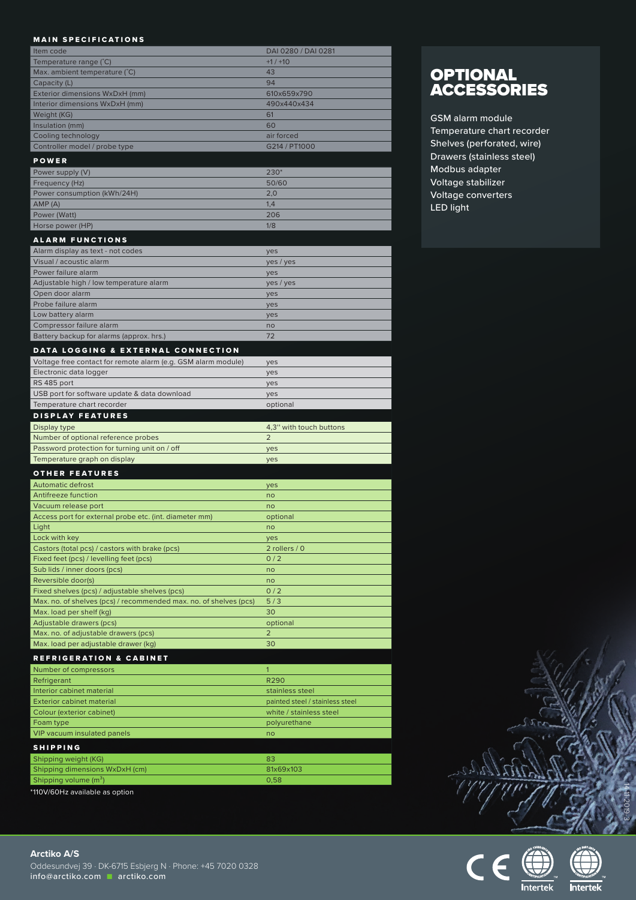## MAIN SPECIFICATIONS

| | |
|---|---|
| Item code | DAI 0280 / DAI 0281 |
| Temperature range (˚C) | +1 / +10 |
| Max. ambient temperature (˚C) | 43 |
| Capacity (L) | 94 |
| Exterior dimensions WxDxH (mm) | 610x659x790 |
| Interior dimensions WxDxH (mm) | 490x440x434 |
| Weight (KG) | 61 |
| Insulation (mm) | 60 |
| Cooling technology | air forced |
| Controller model / probe type | G214 / PT1000 |

## POWER

| | |
|---|---|
| Power supply (V) | 230* |
| Frequency (Hz) | 50/60 |
| Power consumption (kWh/24H) | 2,0 |
| AMP (A) | 1,4 |
| Power (Watt) | 206 |
| Horse power (HP) | 1/8 |

## ALARM FUNCTIONS

| | |
|---|---|
| Alarm display as text - not codes | yes |
| Visual / acoustic alarm | yes / yes |
| Power failure alarm | yes |
| Adjustable high / low temperature alarm | yes / yes |
| Open door alarm | yes |
| Probe failure alarm | yes |
| Low battery alarm | yes |
| Compressor failure alarm | no |
| Battery backup for alarms (approx. hrs.) | 72 |

## DATA LOGGING & EXTERNAL CONNECTION

| | |
|---|---|
| Voltage free contact for remote alarm (e.g. GSM alarm module) | yes |
| Electronic data logger | yes |
| RS 485 port | yes |
| USB port for software update & data download | yes |
| Temperature chart recorder | optional |

## DISPLAY FEATURES

| | |
|---|---|
| Display type | 4,3" with touch buttons |
| Number of optional reference probes | 2 |
| Password protection for turning unit on / off | yes |
| Temperature graph on display | yes |

## OTHER FEATURES

| | |
|---|---|
| Automatic defrost | yes |
| Antifreeze function | no |
| Vacuum release port | no |
| Access port for external probe etc. (int. diameter mm) | optional |
| Light | no |
| Lock with key | yes |
| Castors (total pcs) / castors with brake (pcs) | 2 rollers / 0 |
| Fixed feet (pcs) / levelling feet (pcs) | 0 / 2 |
| Sub lids / inner doors (pcs) | no |
| Reversible door(s) | no |
| Fixed shelves (pcs) / adjustable shelves (pcs) | 0 / 2 |
| Max. no. of shelves (pcs) / recommended max. no. of shelves (pcs) | 5 / 3 |
| Max. load per shelf (kg) | 30 |
| Adjustable drawers (pcs) | optional |
| Max. no. of adjustable drawers (pcs) | 2 |
| Max. load per adjustable drawer (kg) | 30 |

## REFRIGERATION & CABINET

| | |
|---|---|
| Number of compressors | 1 |
| Refrigerant | R290 |
| Interior cabinet material | stainless steel |
| Exterior cabinet material | painted steel / stainless steel |
| Colour (exterior cabinet) | white / stainless steel |
| Foam type | polyurethane |
| VIP vacuum insulated panels | no |

## SHIPPING

| | |
|---|---|
| Shipping weight (KG) | 83 |
| Shipping dimensions WxDxH (cm) | 81x69x103 |
| Shipping volume ($m^3$) | 0,58 |

*110V/60Hz available as option

# OPTIONAL ACCESSORIES

GSM alarm module
Temperature chart recorder
Shelves (perforated, wire)
Drawers (stainless steel)
Modbus adapter
Voltage stabilizer
Voltage converters
LED light

14-11-2019-3

**Arctiko A/S**
Oddesundvej 39 · DK-6715 Esbjerg N · Phone: +45 7020 0328
info@arctiko.com ■ arctiko.com